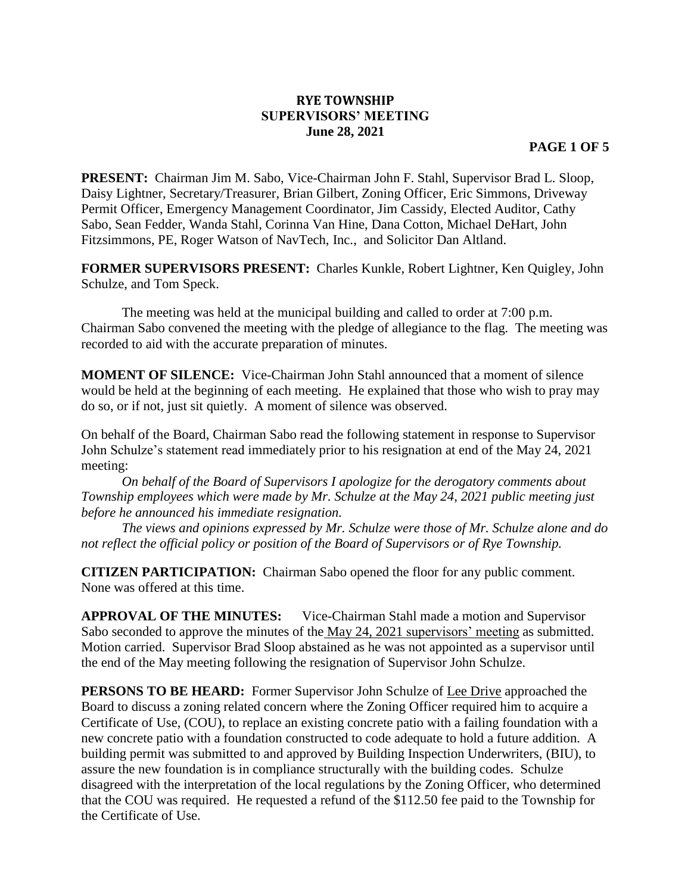**RYE TOWNSHIP**
**SUPERVISORS' MEETING**
**June 28, 2021**

**PRESENT:** Chairman Jim M. Sabo, Vice-Chairman John F. Stahl, Supervisor Brad L. Sloop, Daisy Lightner, Secretary/Treasurer, Brian Gilbert, Zoning Officer, Eric Simmons, Driveway Permit Officer, Emergency Management Coordinator, Jim Cassidy, Elected Auditor, Cathy Sabo, Sean Fedder, Wanda Stahl, Corinna Van Hine, Dana Cotton, Michael DeHart, John Fitzsimmons, PE, Roger Watson of NavTech, Inc., and Solicitor Dan Altland.

**FORMER SUPERVISORS PRESENT:** Charles Kunkle, Robert Lightner, Ken Quigley, John Schulze, and Tom Speck.

The meeting was held at the municipal building and called to order at 7:00 p.m. Chairman Sabo convened the meeting with the pledge of allegiance to the flag. The meeting was recorded to aid with the accurate preparation of minutes.

**MOMENT OF SILENCE:** Vice-Chairman John Stahl announced that a moment of silence would be held at the beginning of each meeting. He explained that those who wish to pray may do so, or if not, just sit quietly. A moment of silence was observed.

On behalf of the Board, Chairman Sabo read the following statement in response to Supervisor John Schulze's statement read immediately prior to his resignation at end of the May 24, 2021 meeting:

*On behalf of the Board of Supervisors I apologize for the derogatory comments about Township employees which were made by Mr. Schulze at the May 24, 2021 public meeting just before he announced his immediate resignation.*

*The views and opinions expressed by Mr. Schulze were those of Mr. Schulze alone and do not reflect the official policy or position of the Board of Supervisors or of Rye Township.*

**CITIZEN PARTICIPATION:** Chairman Sabo opened the floor for any public comment. None was offered at this time.

**APPROVAL OF THE MINUTES:** Vice-Chairman Stahl made a motion and Supervisor Sabo seconded to approve the minutes of the May 24, 2021 supervisors' meeting as submitted. Motion carried. Supervisor Brad Sloop abstained as he was not appointed as a supervisor until the end of the May meeting following the resignation of Supervisor John Schulze.

**PERSONS TO BE HEARD:** Former Supervisor John Schulze of Lee Drive approached the Board to discuss a zoning related concern where the Zoning Officer required him to acquire a Certificate of Use, (COU), to replace an existing concrete patio with a failing foundation with a new concrete patio with a foundation constructed to code adequate to hold a future addition. A building permit was submitted to and approved by Building Inspection Underwriters, (BIU), to assure the new foundation is in compliance structurally with the building codes. Schulze disagreed with the interpretation of the local regulations by the Zoning Officer, who determined that the COU was required. He requested a refund of the $112.50 fee paid to the Township for the Certificate of Use.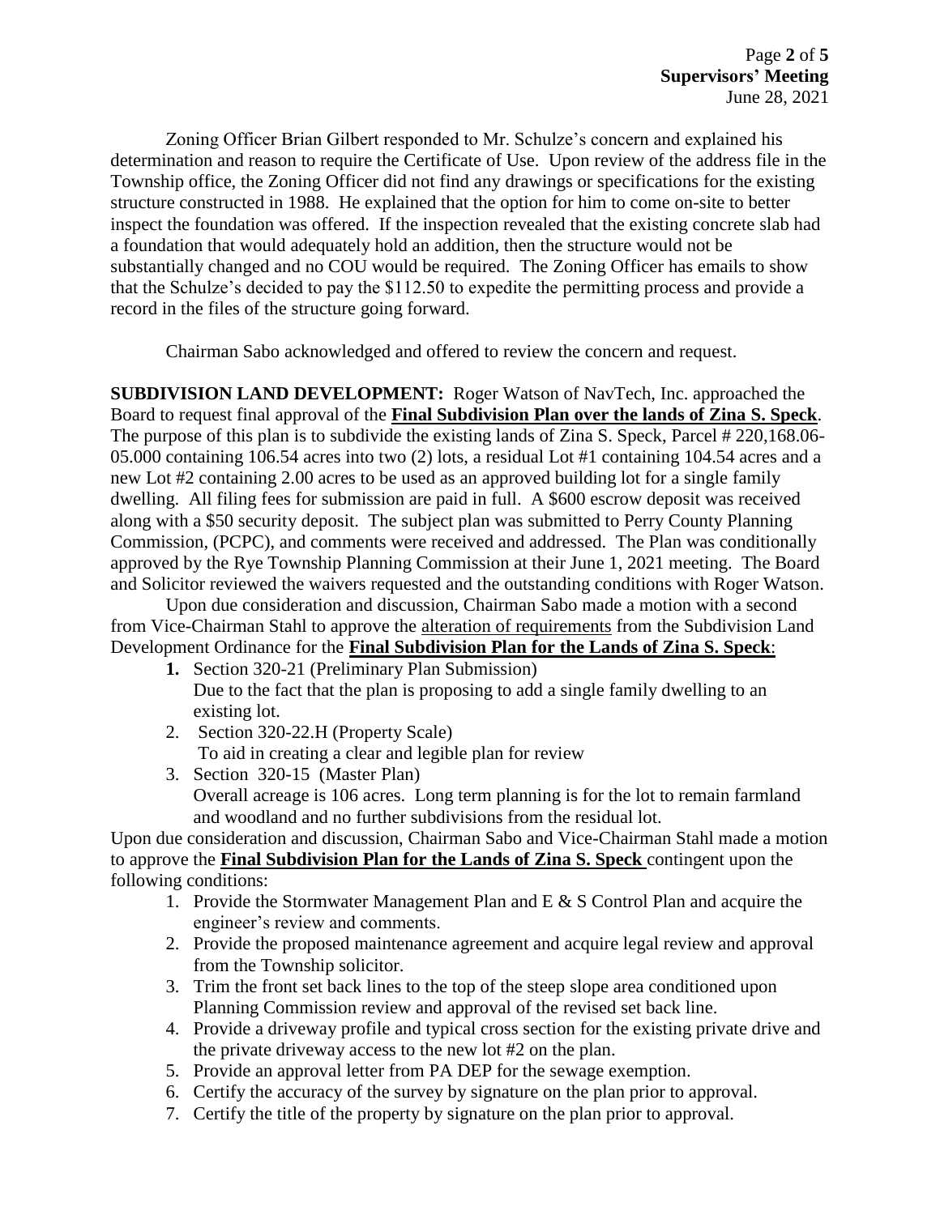Zoning Officer Brian Gilbert responded to Mr. Schulze's concern and explained his determination and reason to require the Certificate of Use. Upon review of the address file in the Township office, the Zoning Officer did not find any drawings or specifications for the existing structure constructed in 1988. He explained that the option for him to come on-site to better inspect the foundation was offered. If the inspection revealed that the existing concrete slab had a foundation that would adequately hold an addition, then the structure would not be substantially changed and no COU would be required. The Zoning Officer has emails to show that the Schulze's decided to pay the $112.50 to expedite the permitting process and provide a record in the files of the structure going forward.

Chairman Sabo acknowledged and offered to review the concern and request.

**SUBDIVISION LAND DEVELOPMENT:** Roger Watson of NavTech, Inc. approached the Board to request final approval of the **Final Subdivision Plan over the lands of Zina S. Speck**. The purpose of this plan is to subdivide the existing lands of Zina S. Speck, Parcel # 220,168.06-05.000 containing 106.54 acres into two (2) lots, a residual Lot #1 containing 104.54 acres and a new Lot #2 containing 2.00 acres to be used as an approved building lot for a single family dwelling. All filing fees for submission are paid in full. A $600 escrow deposit was received along with a $50 security deposit. The subject plan was submitted to Perry County Planning Commission, (PCPC), and comments were received and addressed. The Plan was conditionally approved by the Rye Township Planning Commission at their June 1, 2021 meeting. The Board and Solicitor reviewed the waivers requested and the outstanding conditions with Roger Watson.

Upon due consideration and discussion, Chairman Sabo made a motion with a second from Vice-Chairman Stahl to approve the alteration of requirements from the Subdivision Land Development Ordinance for the **Final Subdivision Plan for the Lands of Zina S. Speck**:

1. Section 320-21 (Preliminary Plan Submission)
   Due to the fact that the plan is proposing to add a single family dwelling to an existing lot.
2. Section 320-22.H (Property Scale)
   To aid in creating a clear and legible plan for review
3. Section 320-15 (Master Plan)
   Overall acreage is 106 acres. Long term planning is for the lot to remain farmland and woodland and no further subdivisions from the residual lot.

Upon due consideration and discussion, Chairman Sabo and Vice-Chairman Stahl made a motion to approve the **Final Subdivision Plan for the Lands of Zina S. Speck** contingent upon the following conditions:

1. Provide the Stormwater Management Plan and E & S Control Plan and acquire the engineer's review and comments.
2. Provide the proposed maintenance agreement and acquire legal review and approval from the Township solicitor.
3. Trim the front set back lines to the top of the steep slope area conditioned upon Planning Commission review and approval of the revised set back line.
4. Provide a driveway profile and typical cross section for the existing private drive and the private driveway access to the new lot #2 on the plan.
5. Provide an approval letter from PA DEP for the sewage exemption.
6. Certify the accuracy of the survey by signature on the plan prior to approval.
7. Certify the title of the property by signature on the plan prior to approval.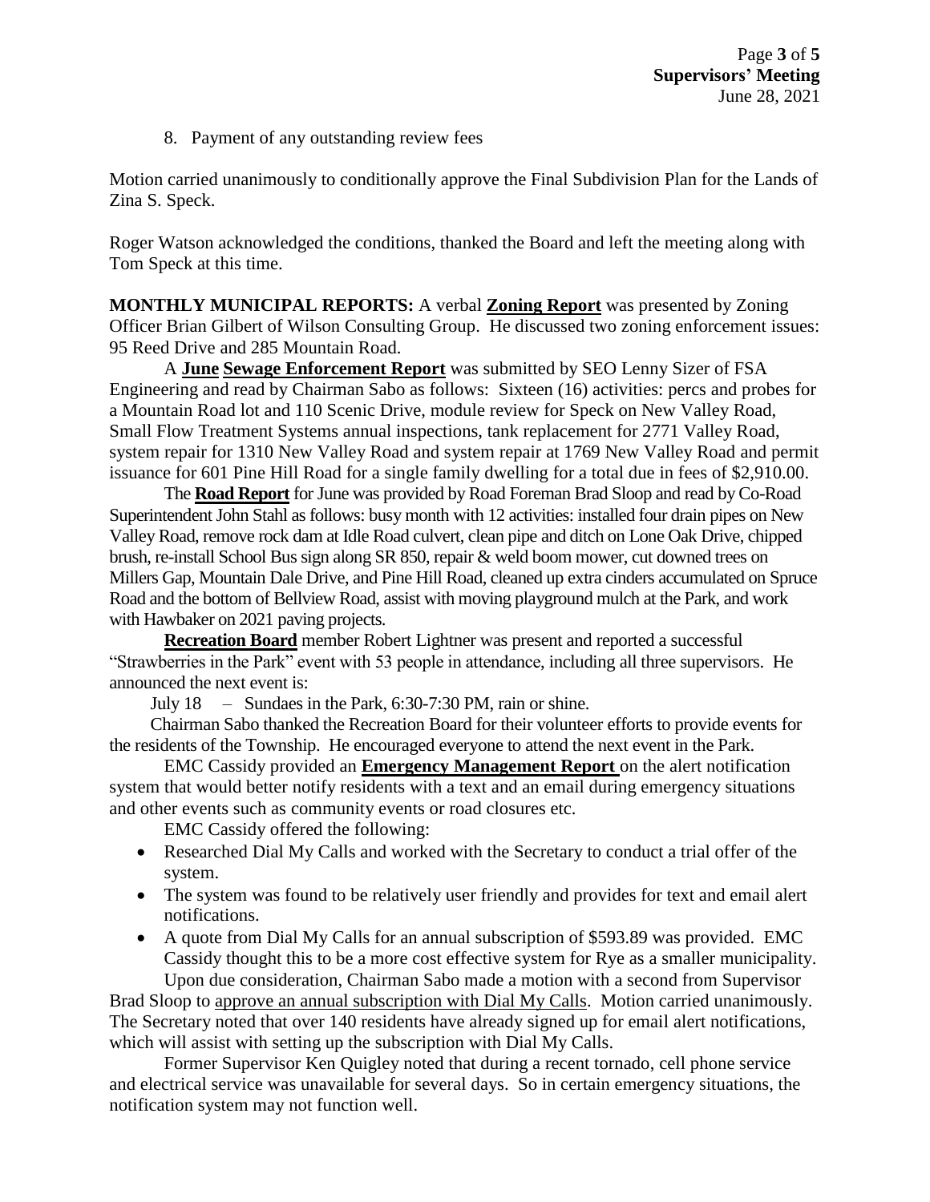8. Payment of any outstanding review fees

Motion carried unanimously to conditionally approve the Final Subdivision Plan for the Lands of Zina S. Speck.

Roger Watson acknowledged the conditions, thanked the Board and left the meeting along with Tom Speck at this time.

**MONTHLY MUNICIPAL REPORTS:** A verbal **Zoning Report** was presented by Zoning Officer Brian Gilbert of Wilson Consulting Group. He discussed two zoning enforcement issues: 95 Reed Drive and 285 Mountain Road.

A **June Sewage Enforcement Report** was submitted by SEO Lenny Sizer of FSA Engineering and read by Chairman Sabo as follows: Sixteen (16) activities: percs and probes for a Mountain Road lot and 110 Scenic Drive, module review for Speck on New Valley Road, Small Flow Treatment Systems annual inspections, tank replacement for 2771 Valley Road, system repair for 1310 New Valley Road and system repair at 1769 New Valley Road and permit issuance for 601 Pine Hill Road for a single family dwelling for a total due in fees of $2,910.00.

The **Road Report** for June was provided by Road Foreman Brad Sloop and read by Co-Road Superintendent John Stahl as follows: busy month with 12 activities: installed four drain pipes on New Valley Road, remove rock dam at Idle Road culvert, clean pipe and ditch on Lone Oak Drive, chipped brush, re-install School Bus sign along SR 850, repair & weld boom mower, cut downed trees on Millers Gap, Mountain Dale Drive, and Pine Hill Road, cleaned up extra cinders accumulated on Spruce Road and the bottom of Bellview Road, assist with moving playground mulch at the Park, and work with Hawbaker on 2021 paving projects.

**Recreation Board** member Robert Lightner was present and reported a successful "Strawberries in the Park" event with 53 people in attendance, including all three supervisors. He announced the next event is:

July 18 – Sundaes in the Park, 6:30-7:30 PM, rain or shine.

Chairman Sabo thanked the Recreation Board for their volunteer efforts to provide events for the residents of the Township. He encouraged everyone to attend the next event in the Park.

EMC Cassidy provided an **Emergency Management Report** on the alert notification system that would better notify residents with a text and an email during emergency situations and other events such as community events or road closures etc.

EMC Cassidy offered the following:

- Researched Dial My Calls and worked with the Secretary to conduct a trial offer of the system.
- The system was found to be relatively user friendly and provides for text and email alert notifications.
- A quote from Dial My Calls for an annual subscription of $593.89 was provided. EMC Cassidy thought this to be a more cost effective system for Rye as a smaller municipality.

Upon due consideration, Chairman Sabo made a motion with a second from Supervisor Brad Sloop to approve an annual subscription with Dial My Calls. Motion carried unanimously. The Secretary noted that over 140 residents have already signed up for email alert notifications, which will assist with setting up the subscription with Dial My Calls.

Former Supervisor Ken Quigley noted that during a recent tornado, cell phone service and electrical service was unavailable for several days. So in certain emergency situations, the notification system may not function well.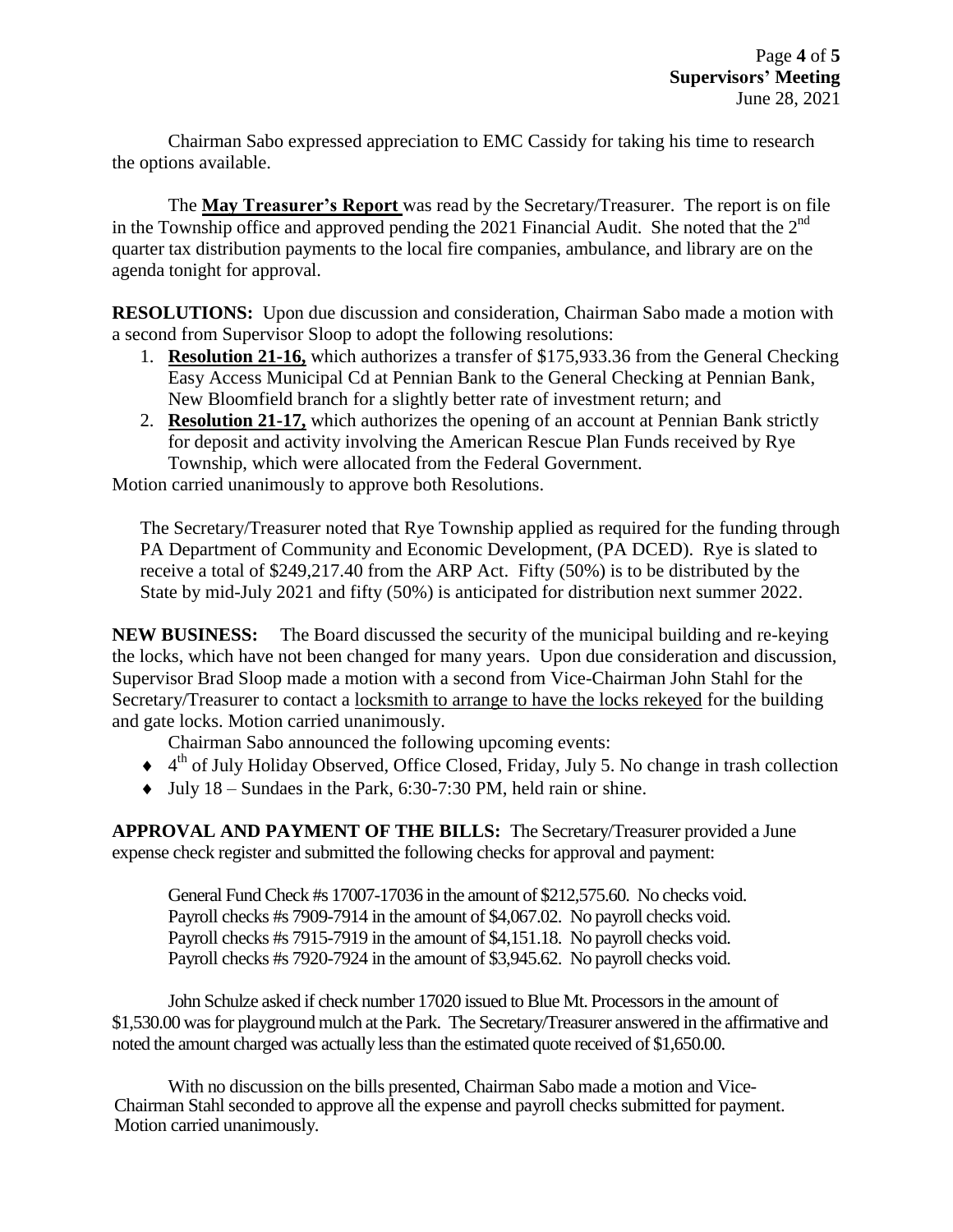Chairman Sabo expressed appreciation to EMC Cassidy for taking his time to research the options available.

The **May Treasurer's Report** was read by the Secretary/Treasurer. The report is on file in the Township office and approved pending the 2021 Financial Audit. She noted that the 2nd quarter tax distribution payments to the local fire companies, ambulance, and library are on the agenda tonight for approval.

**RESOLUTIONS:** Upon due discussion and consideration, Chairman Sabo made a motion with a second from Supervisor Sloop to adopt the following resolutions:

1. **Resolution 21-16,** which authorizes a transfer of $175,933.36 from the General Checking Easy Access Municipal Cd at Pennian Bank to the General Checking at Pennian Bank, New Bloomfield branch for a slightly better rate of investment return; and
2. **Resolution 21-17,** which authorizes the opening of an account at Pennian Bank strictly for deposit and activity involving the American Rescue Plan Funds received by Rye Township, which were allocated from the Federal Government.

Motion carried unanimously to approve both Resolutions.

The Secretary/Treasurer noted that Rye Township applied as required for the funding through PA Department of Community and Economic Development, (PA DCED). Rye is slated to receive a total of $249,217.40 from the ARP Act. Fifty (50%) is to be distributed by the State by mid-July 2021 and fifty (50%) is anticipated for distribution next summer 2022.

**NEW BUSINESS:** The Board discussed the security of the municipal building and re-keying the locks, which have not been changed for many years. Upon due consideration and discussion, Supervisor Brad Sloop made a motion with a second from Vice-Chairman John Stahl for the Secretary/Treasurer to contact a locksmith to arrange to have the locks rekeyed for the building and gate locks. Motion carried unanimously.

Chairman Sabo announced the following upcoming events:

- 4th of July Holiday Observed, Office Closed, Friday, July 5. No change in trash collection
- July 18 – Sundaes in the Park, 6:30-7:30 PM, held rain or shine.

**APPROVAL AND PAYMENT OF THE BILLS:** The Secretary/Treasurer provided a June expense check register and submitted the following checks for approval and payment:

General Fund Check #s 17007-17036 in the amount of $212,575.60. No checks void.
Payroll checks #s 7909-7914 in the amount of $4,067.02. No payroll checks void.
Payroll checks #s 7915-7919 in the amount of $4,151.18. No payroll checks void.
Payroll checks #s 7920-7924 in the amount of $3,945.62. No payroll checks void.

John Schulze asked if check number 17020 issued to Blue Mt. Processors in the amount of $1,530.00 was for playground mulch at the Park. The Secretary/Treasurer answered in the affirmative and noted the amount charged was actually less than the estimated quote received of $1,650.00.

With no discussion on the bills presented, Chairman Sabo made a motion and Vice-Chairman Stahl seconded to approve all the expense and payroll checks submitted for payment. Motion carried unanimously.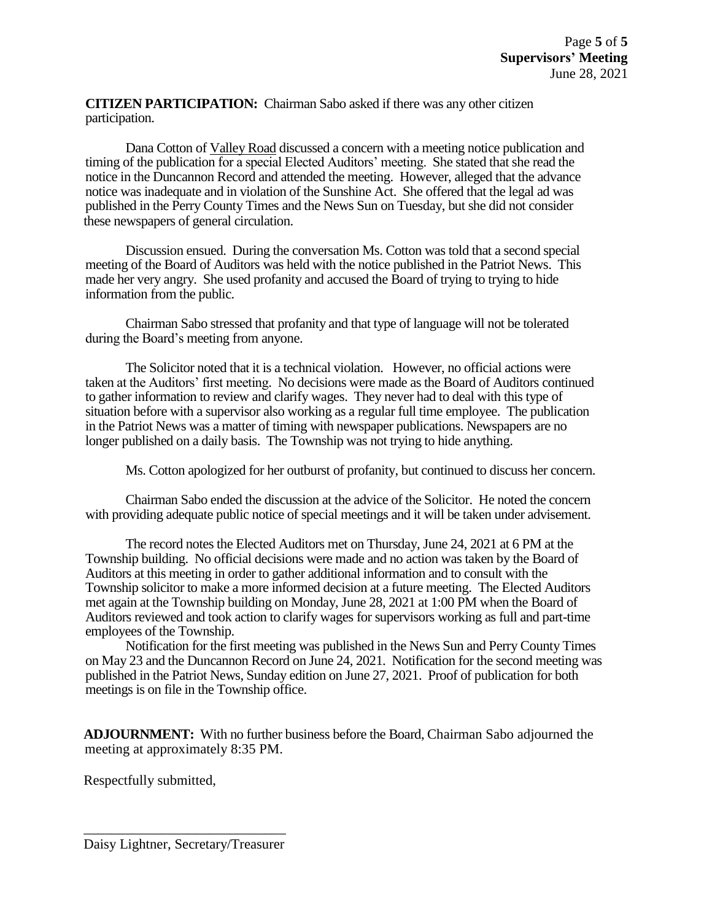**CITIZEN PARTICIPATION:** Chairman Sabo asked if there was any other citizen participation.

Dana Cotton of Valley Road discussed a concern with a meeting notice publication and timing of the publication for a special Elected Auditors' meeting. She stated that she read the notice in the Duncannon Record and attended the meeting. However, alleged that the advance notice was inadequate and in violation of the Sunshine Act. She offered that the legal ad was published in the Perry County Times and the News Sun on Tuesday, but she did not consider these newspapers of general circulation.

Discussion ensued. During the conversation Ms. Cotton was told that a second special meeting of the Board of Auditors was held with the notice published in the Patriot News. This made her very angry. She used profanity and accused the Board of trying to trying to hide information from the public.

Chairman Sabo stressed that profanity and that type of language will not be tolerated during the Board's meeting from anyone.

The Solicitor noted that it is a technical violation. However, no official actions were taken at the Auditors' first meeting. No decisions were made as the Board of Auditors continued to gather information to review and clarify wages. They never had to deal with this type of situation before with a supervisor also working as a regular full time employee. The publication in the Patriot News was a matter of timing with newspaper publications. Newspapers are no longer published on a daily basis. The Township was not trying to hide anything.

Ms. Cotton apologized for her outburst of profanity, but continued to discuss her concern.

Chairman Sabo ended the discussion at the advice of the Solicitor. He noted the concern with providing adequate public notice of special meetings and it will be taken under advisement.

The record notes the Elected Auditors met on Thursday, June 24, 2021 at 6 PM at the Township building. No official decisions were made and no action was taken by the Board of Auditors at this meeting in order to gather additional information and to consult with the Township solicitor to make a more informed decision at a future meeting. The Elected Auditors met again at the Township building on Monday, June 28, 2021 at 1:00 PM when the Board of Auditors reviewed and took action to clarify wages for supervisors working as full and part-time employees of the Township.

Notification for the first meeting was published in the News Sun and Perry County Times on May 23 and the Duncannon Record on June 24, 2021. Notification for the second meeting was published in the Patriot News, Sunday edition on June 27, 2021. Proof of publication for both meetings is on file in the Township office.

**ADJOURNMENT:** With no further business before the Board, Chairman Sabo adjourned the meeting at approximately 8:35 PM.

Respectfully submitted,

\_\_\_\_\_\_\_\_\_\_\_\_\_\_\_\_\_\_\_\_\_\_\_\_\_\_\_\_\_\_

Daisy Lightner, Secretary/Treasurer